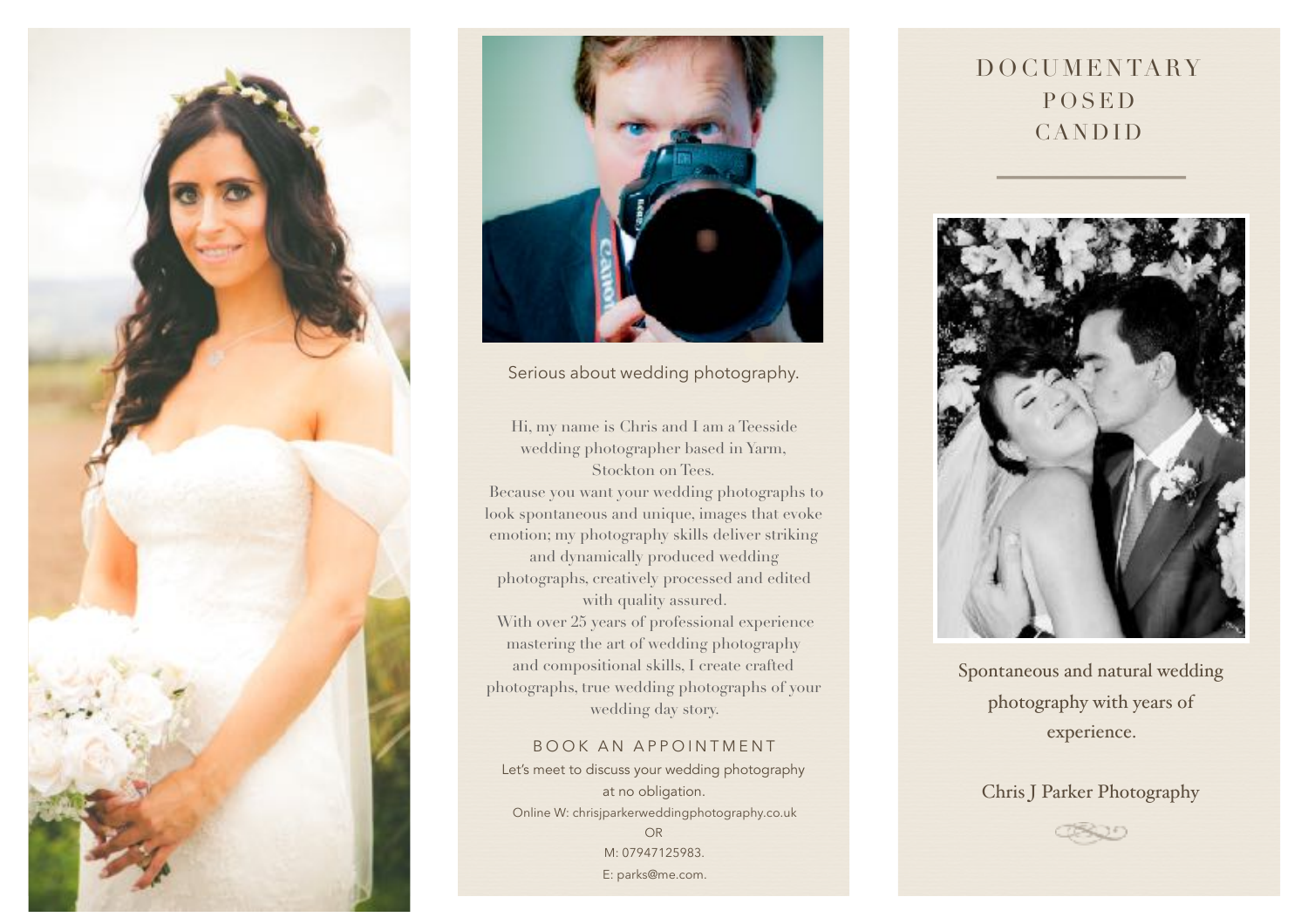Serious about wedding photography.

Hi, my name is Chris and I am a Teesside wedding photographer based in Yarm, Stockton on Tees.

Because you want your wedding photographs to look spontaneous and unique, images that evoke emotion; my photography skills deliver striking and dynamically produced wedding photographs, creatively processed and edited with quality assured.

With over 25 years of professional experience mastering the art of wedding photography and compositional skills, I create crafted photographs, true wedding photographs of your wedding day story.

## BOOK AN APPOINTMENT

Let's meet to discuss your wedding photography at no obligation.

Online W: chrisjparkerweddingphotography.co.uk

OR

M: 07947125983.

E: parks@me.com.

# DOCUMENTARY
# POSED
# CANDID

Spontaneous and natural wedding photography with years of experience.

Chris J Parker Photography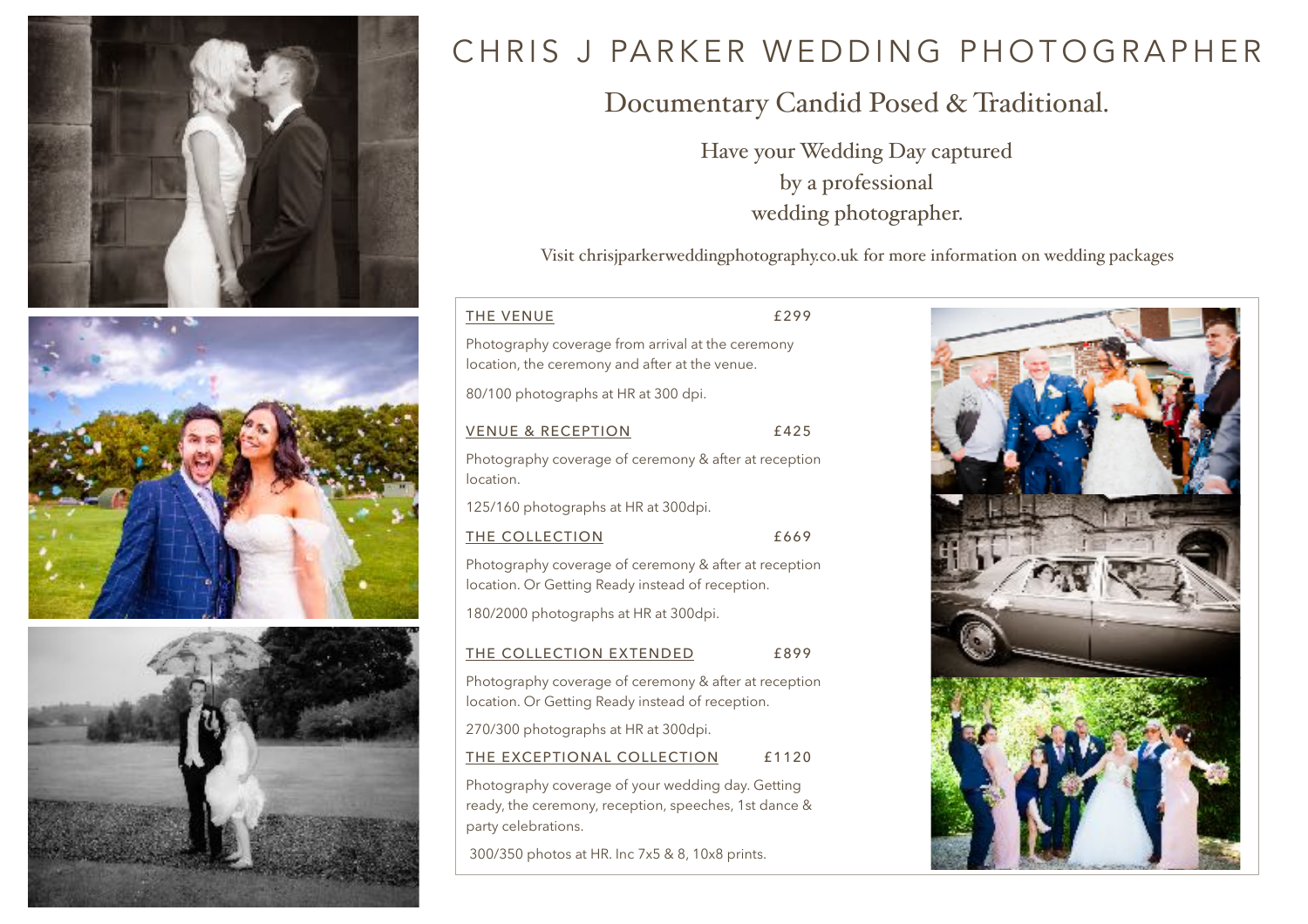# CHRIS J PARKER WEDDING PHOTOGRAPHER

## Documentary Candid Posed & Traditional.

Have your Wedding Day captured
by a professional
wedding photographer.

Visit chrisjparkerweddingphotography.co.uk for more information on wedding packages

### THE VENUE — £299

Photography coverage from arrival at the ceremony location, the ceremony and after at the venue.

80/100 photographs at HR at 300 dpi.

### VENUE & RECEPTION — £425

Photography coverage of ceremony & after at reception location.

125/160 photographs at HR at 300dpi.

### THE COLLECTION — £669

Photography coverage of ceremony & after at reception location. Or Getting Ready instead of reception.

180/2000 photographs at HR at 300dpi.

### THE COLLECTION EXTENDED — £899

Photography coverage of ceremony & after at reception location. Or Getting Ready instead of reception.

270/300 photographs at HR at 300dpi.

### THE EXCEPTIONAL COLLECTION — £1120

Photography coverage of your wedding day. Getting ready, the ceremony, reception, speeches, 1st dance & party celebrations.

300/350 photos at HR. Inc 7x5 & 8, 10x8 prints.